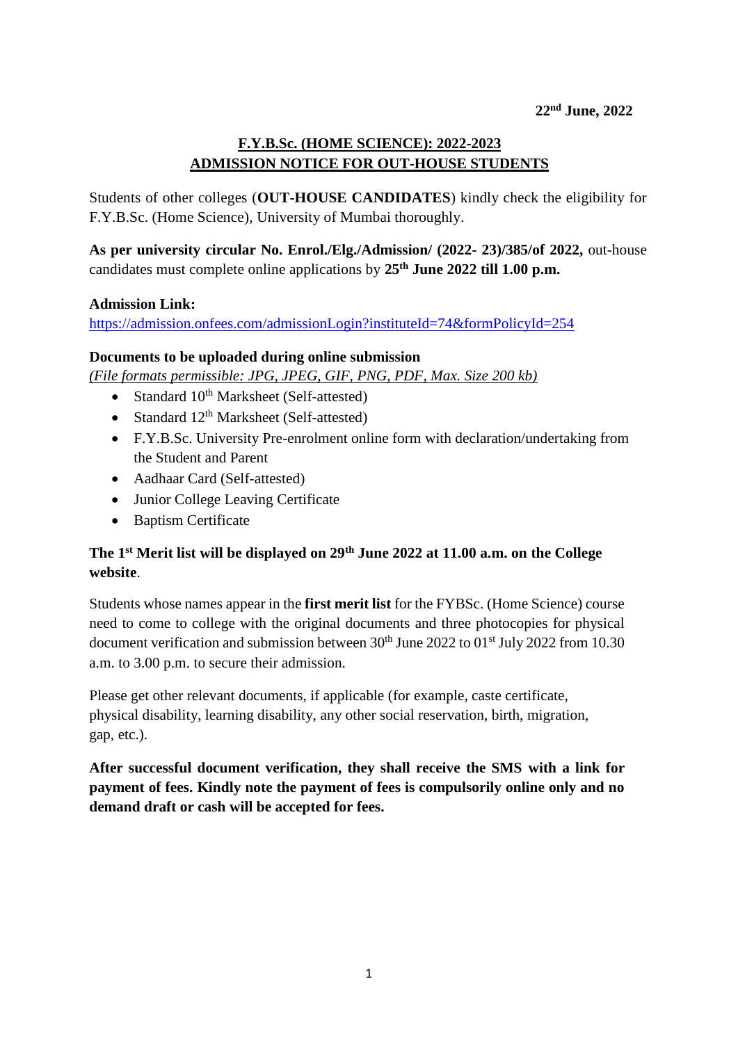22nd June, 2022

## F.Y.B.Sc. (HOME SCIENCE): 2022-2023
## ADMISSION NOTICE FOR OUT-HOUSE STUDENTS

Students of other colleges (**OUT-HOUSE CANDIDATES**) kindly check the eligibility for F.Y.B.Sc. (Home Science), University of Mumbai thoroughly.

**As per university circular No. Enrol./Elg./Admission/ (2022- 23)/385/of 2022,** out-house candidates must complete online applications by **25th June 2022 till 1.00 p.m.**

**Admission Link:**
https://admission.onfees.com/admissionLogin?instituteId=74&formPolicyId=254

**Documents to be uploaded during online submission**
*(File formats permissible: JPG, JPEG, GIF, PNG, PDF, Max. Size 200 kb)*

- Standard 10th Marksheet (Self-attested)
- Standard 12th Marksheet (Self-attested)
- F.Y.B.Sc. University Pre-enrolment online form with declaration/undertaking from the Student and Parent
- Aadhaar Card (Self-attested)
- Junior College Leaving Certificate
- Baptism Certificate

**The 1st Merit list will be displayed on 29th June 2022 at 11.00 a.m. on the College website**.

Students whose names appear in the **first merit list** for the FYBSc. (Home Science) course need to come to college with the original documents and three photocopies for physical document verification and submission between 30th June 2022 to 01st July 2022 from 10.30 a.m. to 3.00 p.m. to secure their admission.

Please get other relevant documents, if applicable (for example, caste certificate, physical disability, learning disability, any other social reservation, birth, migration, gap, etc.).

**After successful document verification, they shall receive the SMS with a link for payment of fees. Kindly note the payment of fees is compulsorily online only and no demand draft or cash will be accepted for fees.**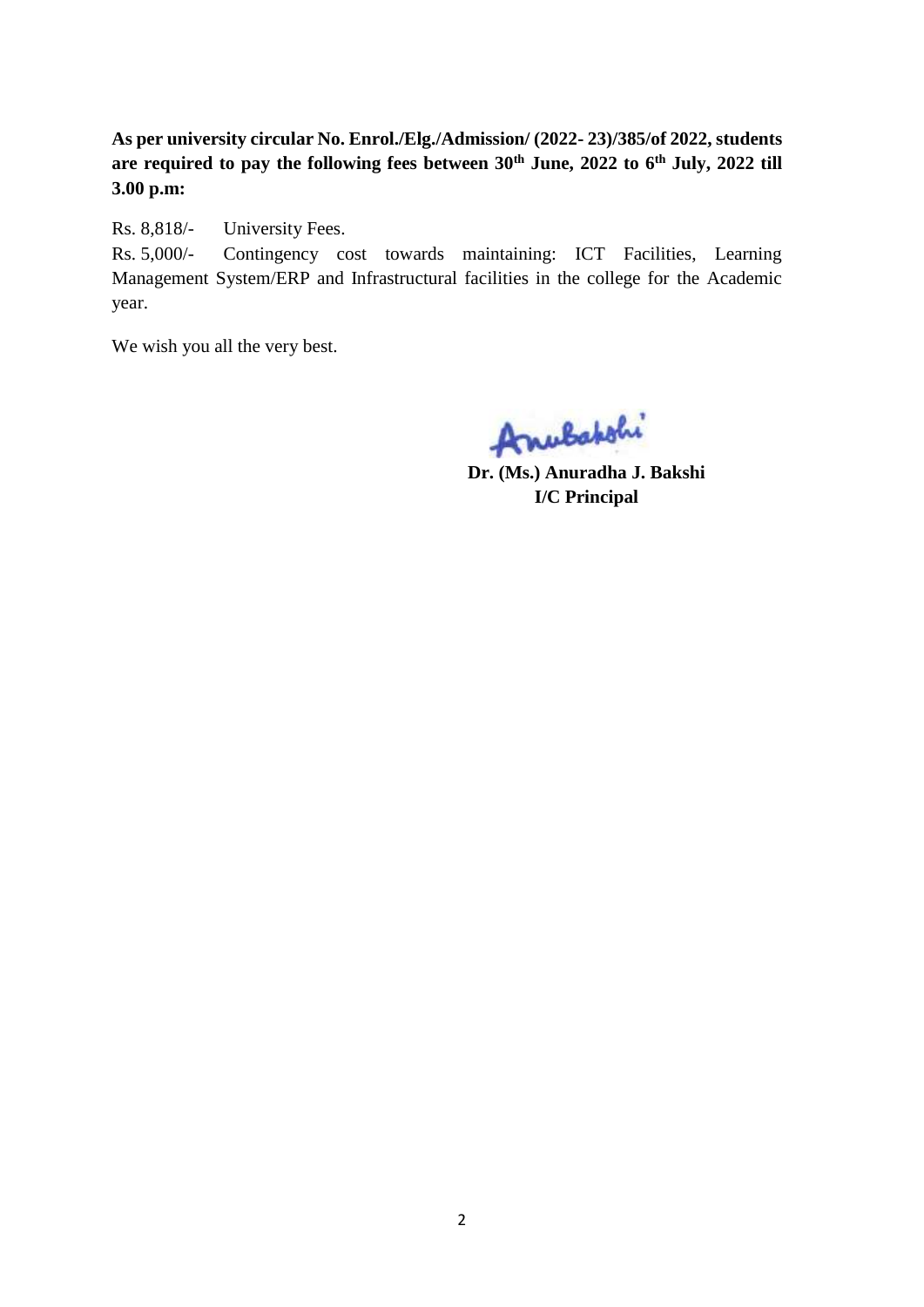**As per university circular No. Enrol./Elg./Admission/ (2022- 23)/385/of 2022, students are required to pay the following fees between 30th June, 2022 to 6th July, 2022 till 3.00 p.m:**

Rs. 8,818/- University Fees.

Rs. 5,000/- Contingency cost towards maintaining: ICT Facilities, Learning Management System/ERP and Infrastructural facilities in the college for the Academic year.

We wish you all the very best.

**Dr. (Ms.) Anuradha J. Bakshi**
**I/C Principal**